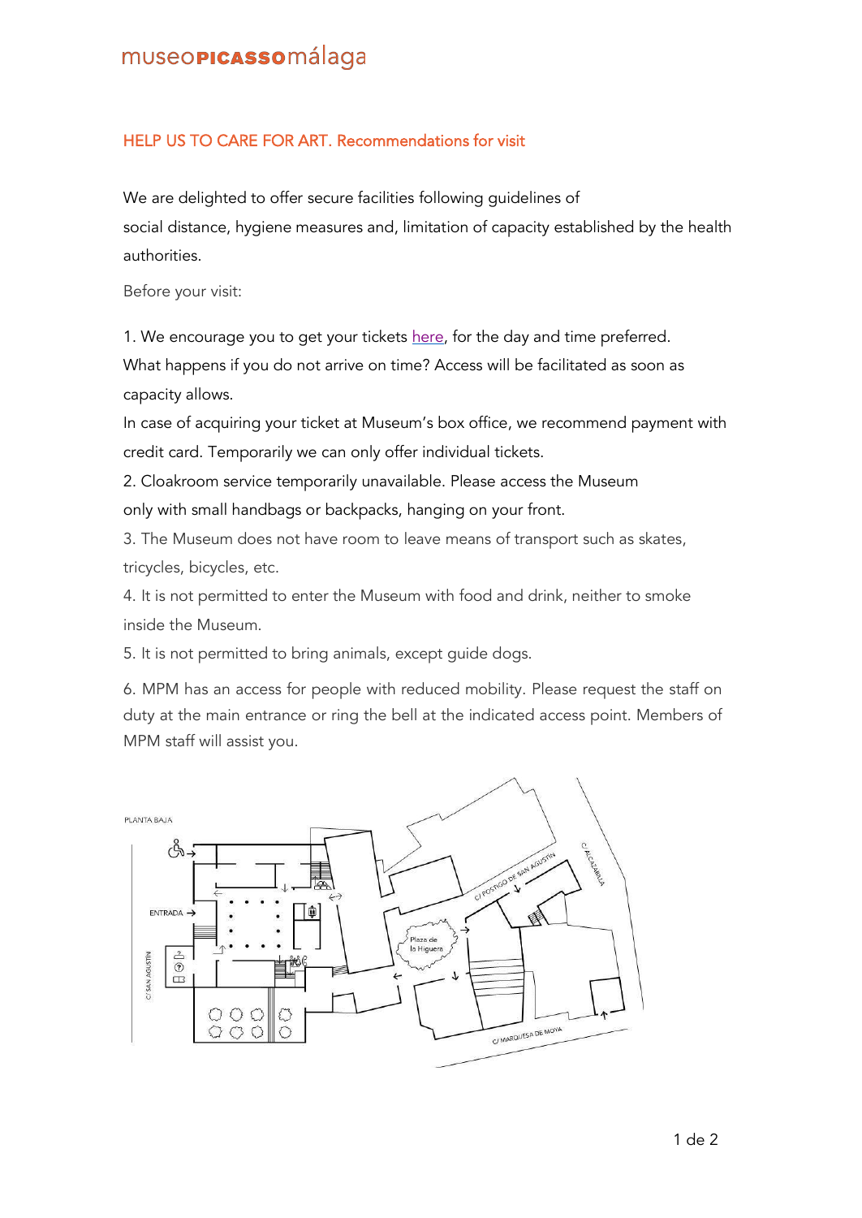## HELP US TO CARE FOR ART. Recommendations for visit

We are delighted to offer secure facilities following guidelines of social distance, hygiene measures and, limitation of capacity established by the health authorities.

Before your visit:

1. We encourage you to get your tickets here, for the day and time preferred. What happens if you do not arrive on time? Access will be facilitated as soon as capacity allows. In case of acquiring your ticket at Museum's box office, we recommend payment with credit card. Temporarily we can only offer individual tickets.
2. Cloakroom service temporarily unavailable. Please access the Museum only with small handbags or backpacks, hanging on your front.
3. The Museum does not have room to leave means of transport such as skates, tricycles, bicycles, etc.
4. It is not permitted to enter the Museum with food and drink, neither to smoke inside the Museum.
5. It is not permitted to bring animals, except guide dogs.
6. MPM has an access for people with reduced mobility. Please request the staff on duty at the main entrance or ring the bell at the indicated access point. Members of MPM staff will assist you.

PLANTA BAJA

ENTRADA

C/ SAN AGUSTÍN

C/ POSTIGO DE SAN AGUSTÍN

C/ ALCAZABILLA

Plaza de la Higuera

C/ MARQUESA DE MOYA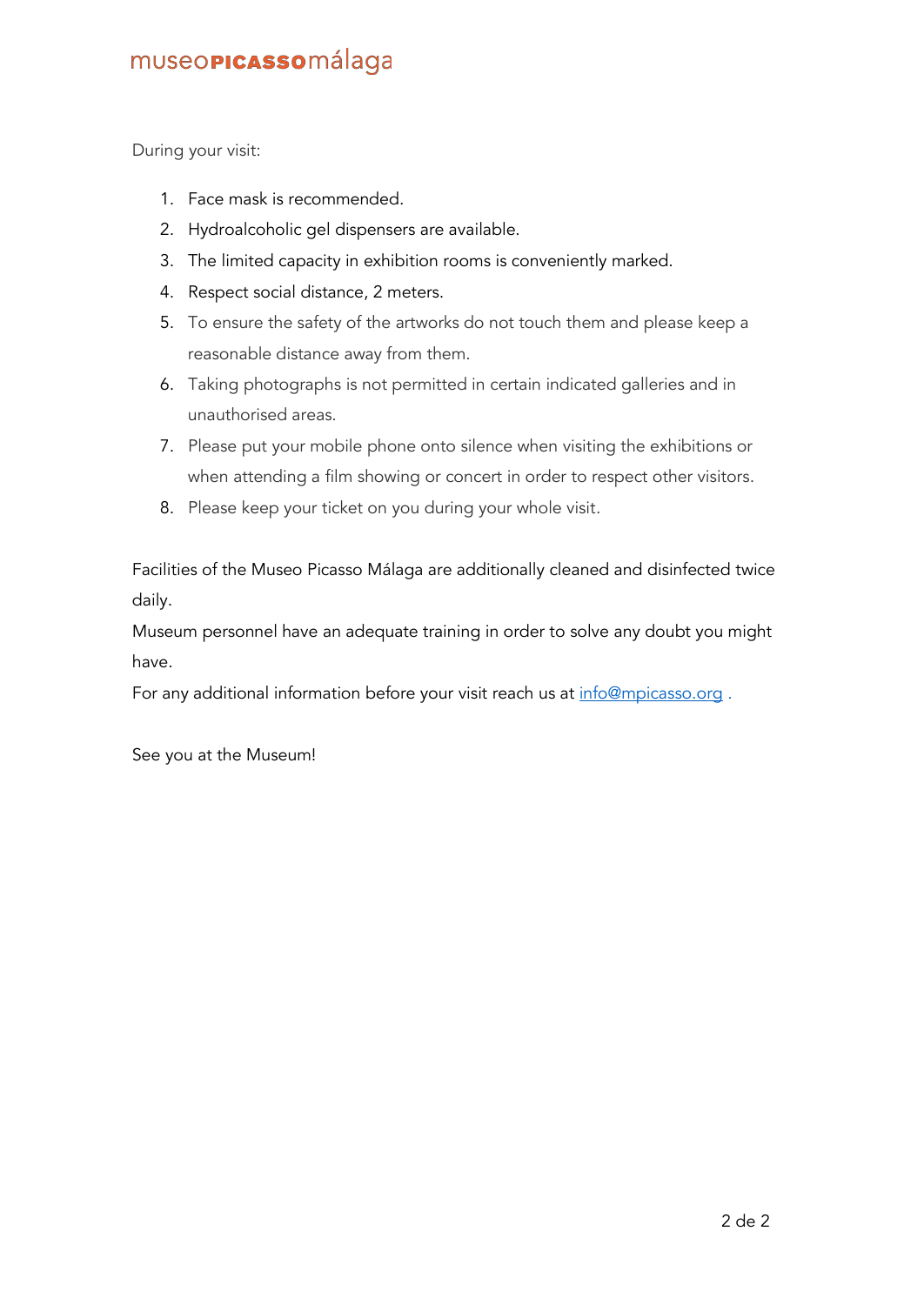During your visit:

1. Face mask is recommended.
2. Hydroalcoholic gel dispensers are available.
3. The limited capacity in exhibition rooms is conveniently marked.
4. Respect social distance, 2 meters.
5. To ensure the safety of the artworks do not touch them and please keep a reasonable distance away from them.
6. Taking photographs is not permitted in certain indicated galleries and in unauthorised areas.
7. Please put your mobile phone onto silence when visiting the exhibitions or when attending a film showing or concert in order to respect other visitors.
8. Please keep your ticket on you during your whole visit.

Facilities of the Museo Picasso Málaga are additionally cleaned and disinfected twice daily.

Museum personnel have an adequate training in order to solve any doubt you might have.

For any additional information before your visit reach us at info@mpicasso.org .

See you at the Museum!